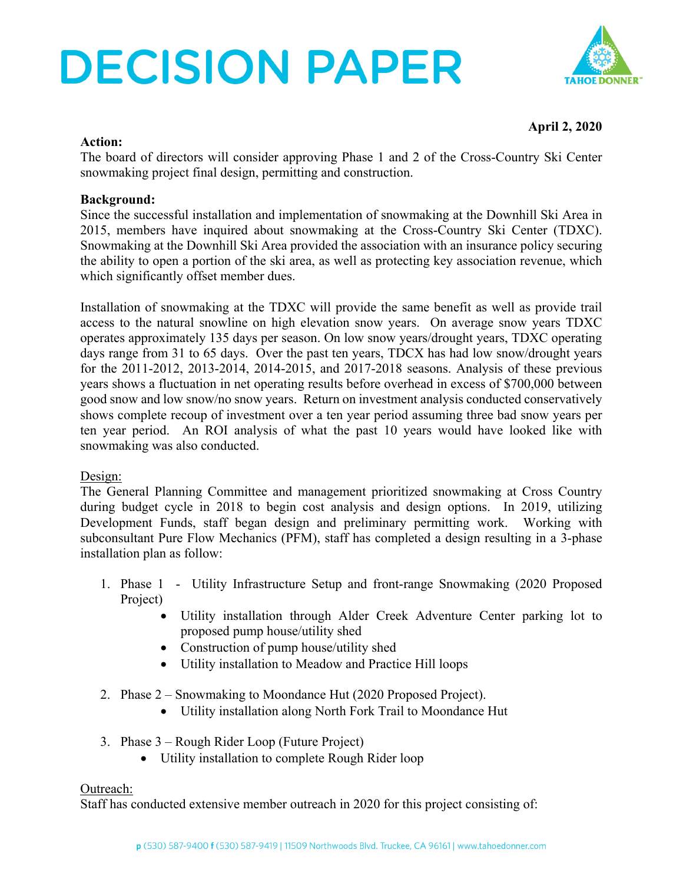# DECISION PAPER

**April 2, 2020**

**Action:**
The board of directors will consider approving Phase 1 and 2 of the Cross-Country Ski Center snowmaking project final design, permitting and construction.

**Background:**
Since the successful installation and implementation of snowmaking at the Downhill Ski Area in 2015, members have inquired about snowmaking at the Cross-Country Ski Center (TDXC). Snowmaking at the Downhill Ski Area provided the association with an insurance policy securing the ability to open a portion of the ski area, as well as protecting key association revenue, which which significantly offset member dues.

Installation of snowmaking at the TDXC will provide the same benefit as well as provide trail access to the natural snowline on high elevation snow years. On average snow years TDXC operates approximately 135 days per season. On low snow years/drought years, TDXC operating days range from 31 to 65 days. Over the past ten years, TDCX has had low snow/drought years for the 2011-2012, 2013-2014, 2014-2015, and 2017-2018 seasons. Analysis of these previous years shows a fluctuation in net operating results before overhead in excess of $700,000 between good snow and low snow/no snow years. Return on investment analysis conducted conservatively shows complete recoup of investment over a ten year period assuming three bad snow years per ten year period. An ROI analysis of what the past 10 years would have looked like with snowmaking was also conducted.

<u>Design:</u>
The General Planning Committee and management prioritized snowmaking at Cross Country during budget cycle in 2018 to begin cost analysis and design options. In 2019, utilizing Development Funds, staff began design and preliminary permitting work. Working with subconsultant Pure Flow Mechanics (PFM), staff has completed a design resulting in a 3-phase installation plan as follow:

1. Phase 1 - Utility Infrastructure Setup and front-range Snowmaking (2020 Proposed Project)
   - Utility installation through Alder Creek Adventure Center parking lot to proposed pump house/utility shed
   - Construction of pump house/utility shed
   - Utility installation to Meadow and Practice Hill loops
2. Phase 2 – Snowmaking to Moondance Hut (2020 Proposed Project).
   - Utility installation along North Fork Trail to Moondance Hut
3. Phase 3 – Rough Rider Loop (Future Project)
   - Utility installation to complete Rough Rider loop

<u>Outreach:</u>
Staff has conducted extensive member outreach in 2020 for this project consisting of: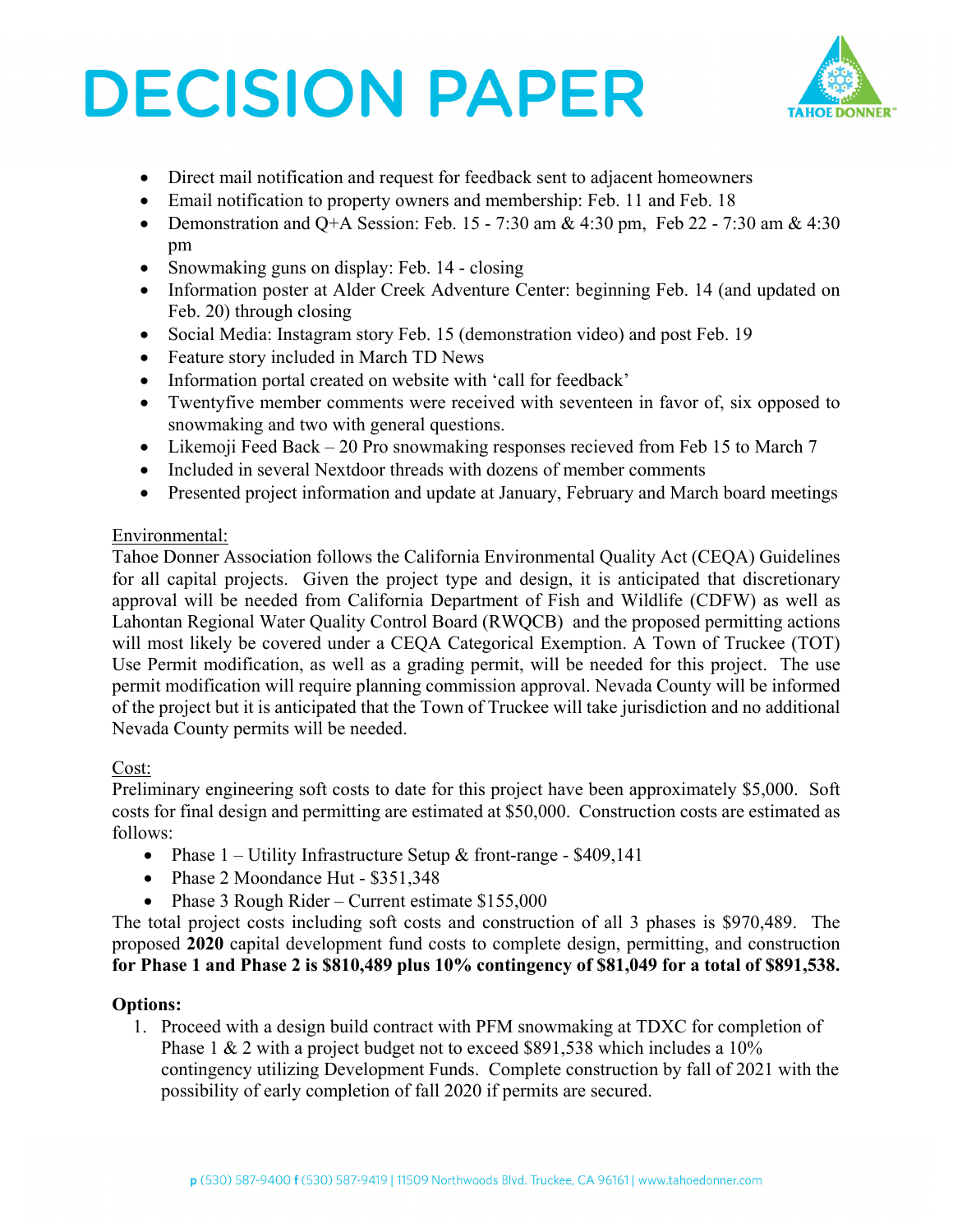- Direct mail notification and request for feedback sent to adjacent homeowners
- Email notification to property owners and membership: Feb. 11 and Feb. 18
- Demonstration and Q+A Session: Feb. 15 - 7:30 am & 4:30 pm, Feb 22 - 7:30 am & 4:30 pm
- Snowmaking guns on display: Feb. 14 - closing
- Information poster at Alder Creek Adventure Center: beginning Feb. 14 (and updated on Feb. 20) through closing
- Social Media: Instagram story Feb. 15 (demonstration video) and post Feb. 19
- Feature story included in March TD News
- Information portal created on website with 'call for feedback'
- Twentyfive member comments were received with seventeen in favor of, six opposed to snowmaking and two with general questions.
- Likemoji Feed Back – 20 Pro snowmaking responses recieved from Feb 15 to March 7
- Included in several Nextdoor threads with dozens of member comments
- Presented project information and update at January, February and March board meetings

Environmental:

Tahoe Donner Association follows the California Environmental Quality Act (CEQA) Guidelines for all capital projects. Given the project type and design, it is anticipated that discretionary approval will be needed from California Department of Fish and Wildlife (CDFW) as well as Lahontan Regional Water Quality Control Board (RWQCB) and the proposed permitting actions will most likely be covered under a CEQA Categorical Exemption. A Town of Truckee (TOT) Use Permit modification, as well as a grading permit, will be needed for this project. The use permit modification will require planning commission approval. Nevada County will be informed of the project but it is anticipated that the Town of Truckee will take jurisdiction and no additional Nevada County permits will be needed.

Cost:

Preliminary engineering soft costs to date for this project have been approximately $5,000. Soft costs for final design and permitting are estimated at $50,000. Construction costs are estimated as follows:

- Phase 1 – Utility Infrastructure Setup & front-range - $409,141
- Phase 2 Moondance Hut - $351,348
- Phase 3 Rough Rider – Current estimate $155,000

The total project costs including soft costs and construction of all 3 phases is $970,489. The proposed **2020** capital development fund costs to complete design, permitting, and construction **for Phase 1 and Phase 2 is $810,489 plus 10% contingency of $81,049 for a total of $891,538.**

**Options:**

1. Proceed with a design build contract with PFM snowmaking at TDXC for completion of Phase 1 & 2 with a project budget not to exceed $891,538 which includes a 10% contingency utilizing Development Funds. Complete construction by fall of 2021 with the possibility of early completion of fall 2020 if permits are secured.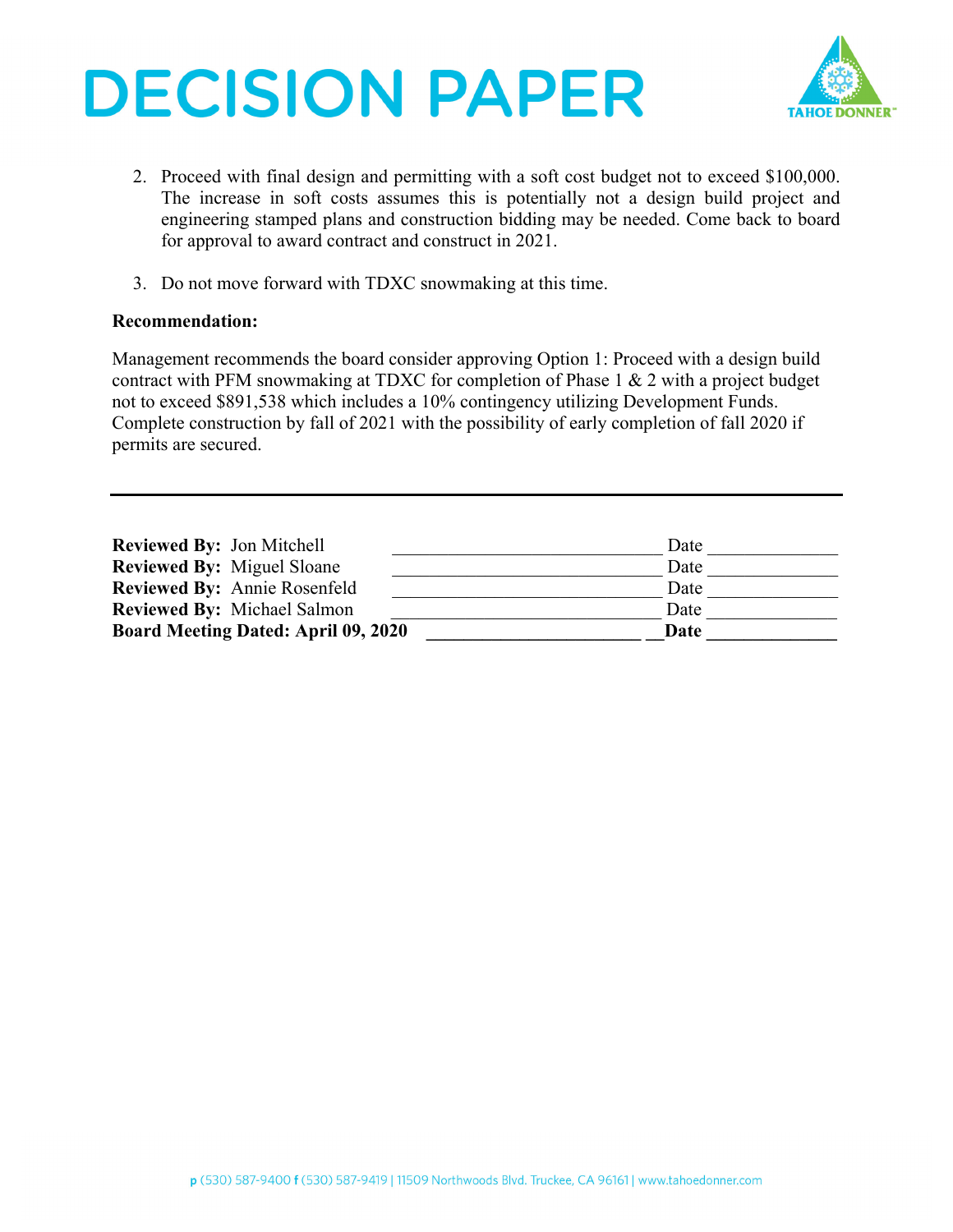# DECISION PAPER

2. Proceed with final design and permitting with a soft cost budget not to exceed $100,000. The increase in soft costs assumes this is potentially not a design build project and engineering stamped plans and construction bidding may be needed. Come back to board for approval to award contract and construct in 2021.

3. Do not move forward with TDXC snowmaking at this time.

**Recommendation:**

Management recommends the board consider approving Option 1: Proceed with a design build contract with PFM snowmaking at TDXC for completion of Phase 1 & 2 with a project budget not to exceed $891,538 which includes a 10% contingency utilizing Development Funds. Complete construction by fall of 2021 with the possibility of early completion of fall 2020 if permits are secured.

---

**Reviewed By:** Jon Mitchell ______________________________ Date ______________

**Reviewed By:** Miguel Sloane ______________________________ Date ______________

**Reviewed By:** Annie Rosenfeld ______________________________ Date ______________

**Reviewed By:** Michael Salmon ______________________________ Date ______________

**Board Meeting Dated: April 09, 2020** ________________________ __**Date** ______________